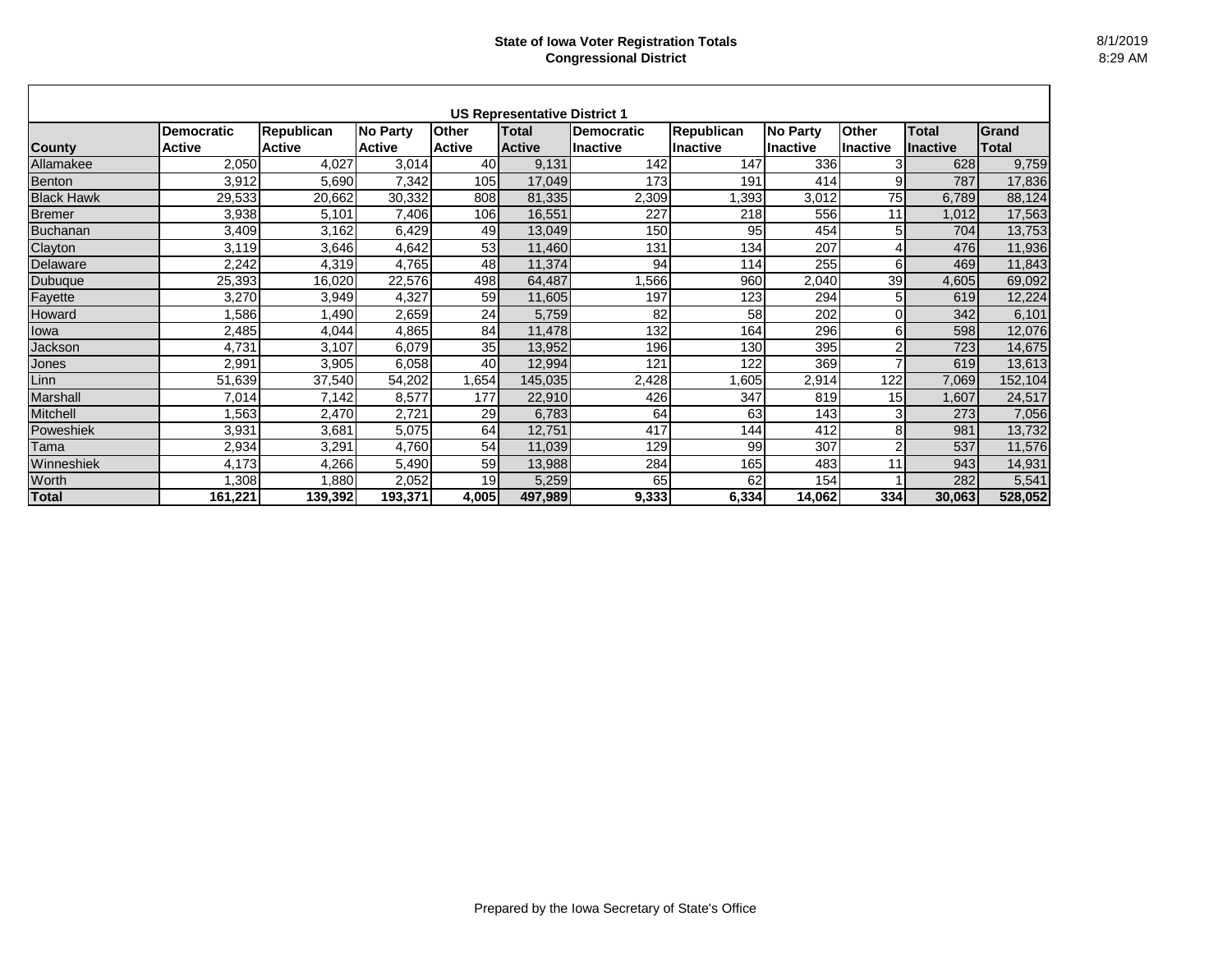# State of Iowa Voter Registration Totals
## Congressional District

8/1/2019
8:29 AM

| US Representative District 1 | | | | | | | | | | | |
|---|---|---|---|---|---|---|---|---|---|---|---|
| **County** | **Democratic Active** | **Republican Active** | **No Party Active** | **Other Active** | **Total Active** | **Democratic Inactive** | **Republican Inactive** | **No Party Inactive** | **Other Inactive** | **Total Inactive** | **Grand Total** |
| Allamakee | 2,050 | 4,027 | 3,014 | 40 | 9,131 | 142 | 147 | 336 | 3 | 628 | 9,759 |
| Benton | 3,912 | 5,690 | 7,342 | 105 | 17,049 | 173 | 191 | 414 | 9 | 787 | 17,836 |
| Black Hawk | 29,533 | 20,662 | 30,332 | 808 | 81,335 | 2,309 | 1,393 | 3,012 | 75 | 6,789 | 88,124 |
| Bremer | 3,938 | 5,101 | 7,406 | 106 | 16,551 | 227 | 218 | 556 | 11 | 1,012 | 17,563 |
| Buchanan | 3,409 | 3,162 | 6,429 | 49 | 13,049 | 150 | 95 | 454 | 5 | 704 | 13,753 |
| Clayton | 3,119 | 3,646 | 4,642 | 53 | 11,460 | 131 | 134 | 207 | 4 | 476 | 11,936 |
| Delaware | 2,242 | 4,319 | 4,765 | 48 | 11,374 | 94 | 114 | 255 | 6 | 469 | 11,843 |
| Dubuque | 25,393 | 16,020 | 22,576 | 498 | 64,487 | 1,566 | 960 | 2,040 | 39 | 4,605 | 69,092 |
| Fayette | 3,270 | 3,949 | 4,327 | 59 | 11,605 | 197 | 123 | 294 | 5 | 619 | 12,224 |
| Howard | 1,586 | 1,490 | 2,659 | 24 | 5,759 | 82 | 58 | 202 | 0 | 342 | 6,101 |
| Iowa | 2,485 | 4,044 | 4,865 | 84 | 11,478 | 132 | 164 | 296 | 6 | 598 | 12,076 |
| Jackson | 4,731 | 3,107 | 6,079 | 35 | 13,952 | 196 | 130 | 395 | 2 | 723 | 14,675 |
| Jones | 2,991 | 3,905 | 6,058 | 40 | 12,994 | 121 | 122 | 369 | 7 | 619 | 13,613 |
| Linn | 51,639 | 37,540 | 54,202 | 1,654 | 145,035 | 2,428 | 1,605 | 2,914 | 122 | 7,069 | 152,104 |
| Marshall | 7,014 | 7,142 | 8,577 | 177 | 22,910 | 426 | 347 | 819 | 15 | 1,607 | 24,517 |
| Mitchell | 1,563 | 2,470 | 2,721 | 29 | 6,783 | 64 | 63 | 143 | 3 | 273 | 7,056 |
| Poweshiek | 3,931 | 3,681 | 5,075 | 64 | 12,751 | 417 | 144 | 412 | 8 | 981 | 13,732 |
| Tama | 2,934 | 3,291 | 4,760 | 54 | 11,039 | 129 | 99 | 307 | 2 | 537 | 11,576 |
| Winneshiek | 4,173 | 4,266 | 5,490 | 59 | 13,988 | 284 | 165 | 483 | 11 | 943 | 14,931 |
| Worth | 1,308 | 1,880 | 2,052 | 19 | 5,259 | 65 | 62 | 154 | 1 | 282 | 5,541 |
| **Total** | **161,221** | **139,392** | **193,371** | **4,005** | **497,989** | **9,333** | **6,334** | **14,062** | **334** | **30,063** | **528,052** |

Prepared by the Iowa Secretary of State's Office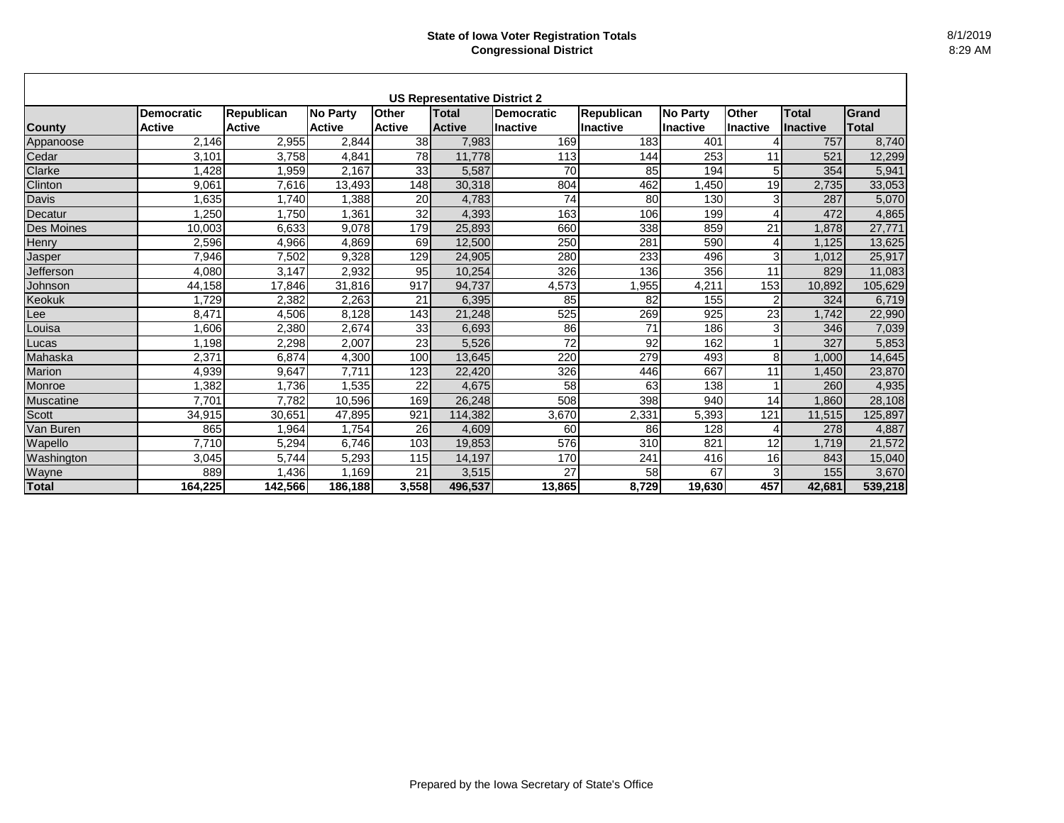# State of Iowa Voter Registration Totals
## Congressional District

8/1/2019
8:29 AM

### US Representative District 2

| County | Democratic Active | Republican Active | No Party Active | Other Active | Total Active | Democratic Inactive | Republican Inactive | No Party Inactive | Other Inactive | Total Inactive | Grand Total |
|---|---|---|---|---|---|---|---|---|---|---|---|
| Appanoose | 2,146 | 2,955 | 2,844 | 38 | 7,983 | 169 | 183 | 401 | 4 | 757 | 8,740 |
| Cedar | 3,101 | 3,758 | 4,841 | 78 | 11,778 | 113 | 144 | 253 | 11 | 521 | 12,299 |
| Clarke | 1,428 | 1,959 | 2,167 | 33 | 5,587 | 70 | 85 | 194 | 5 | 354 | 5,941 |
| Clinton | 9,061 | 7,616 | 13,493 | 148 | 30,318 | 804 | 462 | 1,450 | 19 | 2,735 | 33,053 |
| Davis | 1,635 | 1,740 | 1,388 | 20 | 4,783 | 74 | 80 | 130 | 3 | 287 | 5,070 |
| Decatur | 1,250 | 1,750 | 1,361 | 32 | 4,393 | 163 | 106 | 199 | 4 | 472 | 4,865 |
| Des Moines | 10,003 | 6,633 | 9,078 | 179 | 25,893 | 660 | 338 | 859 | 21 | 1,878 | 27,771 |
| Henry | 2,596 | 4,966 | 4,869 | 69 | 12,500 | 250 | 281 | 590 | 4 | 1,125 | 13,625 |
| Jasper | 7,946 | 7,502 | 9,328 | 129 | 24,905 | 280 | 233 | 496 | 3 | 1,012 | 25,917 |
| Jefferson | 4,080 | 3,147 | 2,932 | 95 | 10,254 | 326 | 136 | 356 | 11 | 829 | 11,083 |
| Johnson | 44,158 | 17,846 | 31,816 | 917 | 94,737 | 4,573 | 1,955 | 4,211 | 153 | 10,892 | 105,629 |
| Keokuk | 1,729 | 2,382 | 2,263 | 21 | 6,395 | 85 | 82 | 155 | 2 | 324 | 6,719 |
| Lee | 8,471 | 4,506 | 8,128 | 143 | 21,248 | 525 | 269 | 925 | 23 | 1,742 | 22,990 |
| Louisa | 1,606 | 2,380 | 2,674 | 33 | 6,693 | 86 | 71 | 186 | 3 | 346 | 7,039 |
| Lucas | 1,198 | 2,298 | 2,007 | 23 | 5,526 | 72 | 92 | 162 | 1 | 327 | 5,853 |
| Mahaska | 2,371 | 6,874 | 4,300 | 100 | 13,645 | 220 | 279 | 493 | 8 | 1,000 | 14,645 |
| Marion | 4,939 | 9,647 | 7,711 | 123 | 22,420 | 326 | 446 | 667 | 11 | 1,450 | 23,870 |
| Monroe | 1,382 | 1,736 | 1,535 | 22 | 4,675 | 58 | 63 | 138 | 1 | 260 | 4,935 |
| Muscatine | 7,701 | 7,782 | 10,596 | 169 | 26,248 | 508 | 398 | 940 | 14 | 1,860 | 28,108 |
| Scott | 34,915 | 30,651 | 47,895 | 921 | 114,382 | 3,670 | 2,331 | 5,393 | 121 | 11,515 | 125,897 |
| Van Buren | 865 | 1,964 | 1,754 | 26 | 4,609 | 60 | 86 | 128 | 4 | 278 | 4,887 |
| Wapello | 7,710 | 5,294 | 6,746 | 103 | 19,853 | 576 | 310 | 821 | 12 | 1,719 | 21,572 |
| Washington | 3,045 | 5,744 | 5,293 | 115 | 14,197 | 170 | 241 | 416 | 16 | 843 | 15,040 |
| Wayne | 889 | 1,436 | 1,169 | 21 | 3,515 | 27 | 58 | 67 | 3 | 155 | 3,670 |
| **Total** | **164,225** | **142,566** | **186,188** | **3,558** | **496,537** | **13,865** | **8,729** | **19,630** | **457** | **42,681** | **539,218** |

Prepared by the Iowa Secretary of State's Office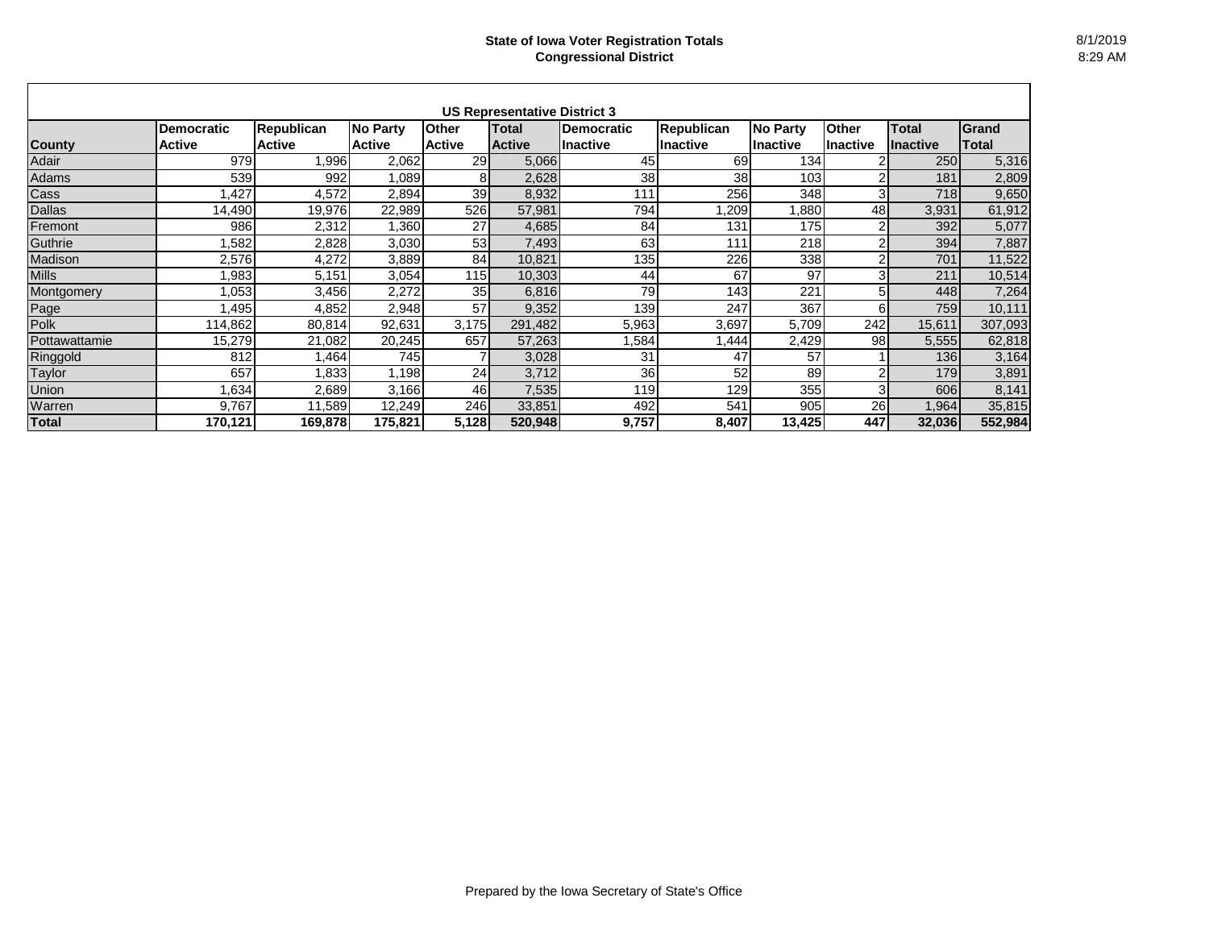**State of Iowa Voter Registration Totals**
**Congressional District**

8/1/2019
8:29 AM

| US Representative District 3 | | | | | | | | | | | |
|---|---|---|---|---|---|---|---|---|---|---|---|
| **County** | **Democratic Active** | **Republican Active** | **No Party Active** | **Other Active** | **Total Active** | **Democratic Inactive** | **Republican Inactive** | **No Party Inactive** | **Other Inactive** | **Total Inactive** | **Grand Total** |
| Adair | 979 | 1,996 | 2,062 | 29 | 5,066 | 45 | 69 | 134 | 2 | 250 | 5,316 |
| Adams | 539 | 992 | 1,089 | 8 | 2,628 | 38 | 38 | 103 | 2 | 181 | 2,809 |
| Cass | 1,427 | 4,572 | 2,894 | 39 | 8,932 | 111 | 256 | 348 | 3 | 718 | 9,650 |
| Dallas | 14,490 | 19,976 | 22,989 | 526 | 57,981 | 794 | 1,209 | 1,880 | 48 | 3,931 | 61,912 |
| Fremont | 986 | 2,312 | 1,360 | 27 | 4,685 | 84 | 131 | 175 | 2 | 392 | 5,077 |
| Guthrie | 1,582 | 2,828 | 3,030 | 53 | 7,493 | 63 | 111 | 218 | 2 | 394 | 7,887 |
| Madison | 2,576 | 4,272 | 3,889 | 84 | 10,821 | 135 | 226 | 338 | 2 | 701 | 11,522 |
| Mills | 1,983 | 5,151 | 3,054 | 115 | 10,303 | 44 | 67 | 97 | 3 | 211 | 10,514 |
| Montgomery | 1,053 | 3,456 | 2,272 | 35 | 6,816 | 79 | 143 | 221 | 5 | 448 | 7,264 |
| Page | 1,495 | 4,852 | 2,948 | 57 | 9,352 | 139 | 247 | 367 | 6 | 759 | 10,111 |
| Polk | 114,862 | 80,814 | 92,631 | 3,175 | 291,482 | 5,963 | 3,697 | 5,709 | 242 | 15,611 | 307,093 |
| Pottawattamie | 15,279 | 21,082 | 20,245 | 657 | 57,263 | 1,584 | 1,444 | 2,429 | 98 | 5,555 | 62,818 |
| Ringgold | 812 | 1,464 | 745 | 7 | 3,028 | 31 | 47 | 57 | 1 | 136 | 3,164 |
| Taylor | 657 | 1,833 | 1,198 | 24 | 3,712 | 36 | 52 | 89 | 2 | 179 | 3,891 |
| Union | 1,634 | 2,689 | 3,166 | 46 | 7,535 | 119 | 129 | 355 | 3 | 606 | 8,141 |
| Warren | 9,767 | 11,589 | 12,249 | 246 | 33,851 | 492 | 541 | 905 | 26 | 1,964 | 35,815 |
| **Total** | **170,121** | **169,878** | **175,821** | **5,128** | **520,948** | **9,757** | **8,407** | **13,425** | **447** | **32,036** | **552,984** |

Prepared by the Iowa Secretary of State's Office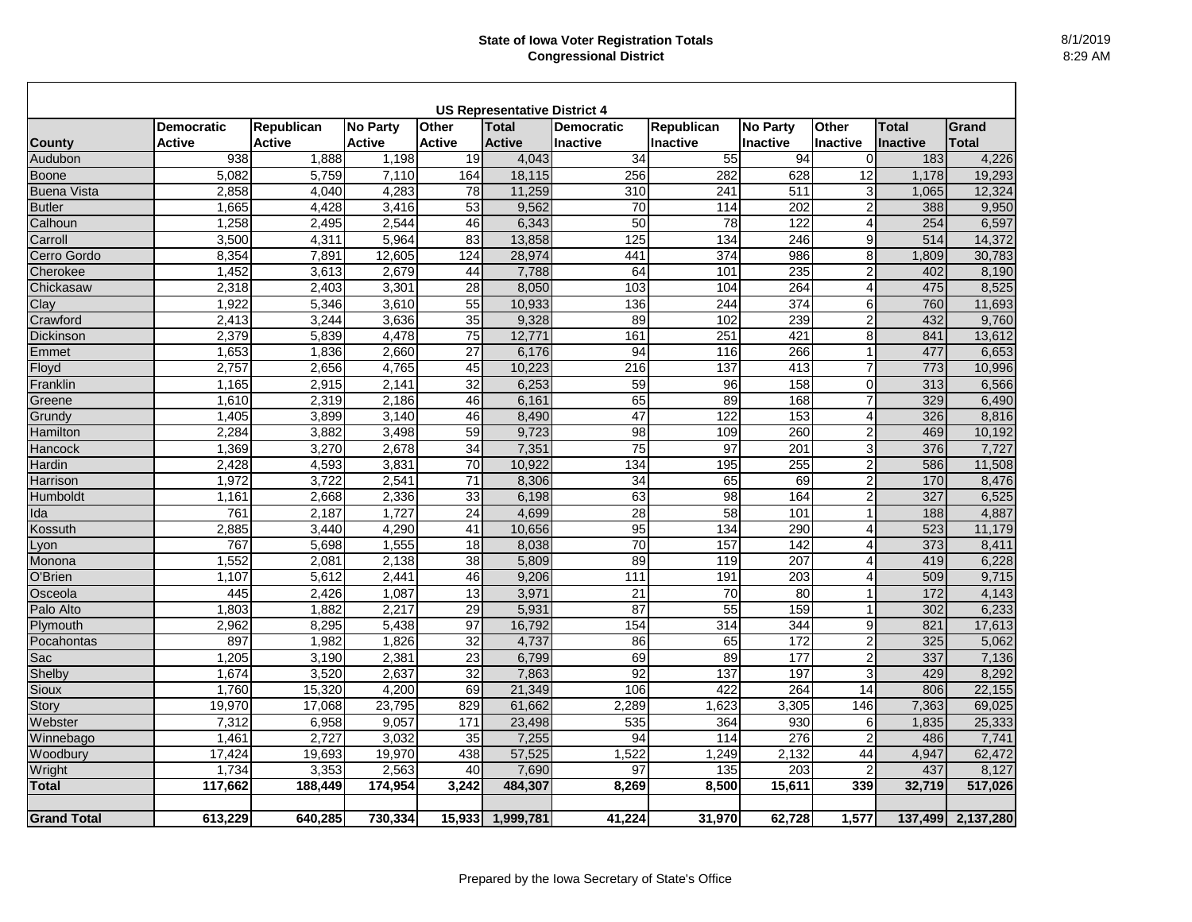**State of Iowa Voter Registration Totals**
**Congressional District**

8/1/2019
8:29 AM

| US Representative District 4 | | | | | | | | | | | |
|---|---|---|---|---|---|---|---|---|---|---|---|
| **County** | **Democratic Active** | **Republican Active** | **No Party Active** | **Other Active** | **Total Active** | **Democratic Inactive** | **Republican Inactive** | **No Party Inactive** | **Other Inactive** | **Total Inactive** | **Grand Total** |
| Audubon | 938 | 1,888 | 1,198 | 19 | 4,043 | 34 | 55 | 94 | 0 | 183 | 4,226 |
| Boone | 5,082 | 5,759 | 7,110 | 164 | 18,115 | 256 | 282 | 628 | 12 | 1,178 | 19,293 |
| Buena Vista | 2,858 | 4,040 | 4,283 | 78 | 11,259 | 310 | 241 | 511 | 3 | 1,065 | 12,324 |
| Butler | 1,665 | 4,428 | 3,416 | 53 | 9,562 | 70 | 114 | 202 | 2 | 388 | 9,950 |
| Calhoun | 1,258 | 2,495 | 2,544 | 46 | 6,343 | 50 | 78 | 122 | 4 | 254 | 6,597 |
| Carroll | 3,500 | 4,311 | 5,964 | 83 | 13,858 | 125 | 134 | 246 | 9 | 514 | 14,372 |
| Cerro Gordo | 8,354 | 7,891 | 12,605 | 124 | 28,974 | 441 | 374 | 986 | 8 | 1,809 | 30,783 |
| Cherokee | 1,452 | 3,613 | 2,679 | 44 | 7,788 | 64 | 101 | 235 | 2 | 402 | 8,190 |
| Chickasaw | 2,318 | 2,403 | 3,301 | 28 | 8,050 | 103 | 104 | 264 | 4 | 475 | 8,525 |
| Clay | 1,922 | 5,346 | 3,610 | 55 | 10,933 | 136 | 244 | 374 | 6 | 760 | 11,693 |
| Crawford | 2,413 | 3,244 | 3,636 | 35 | 9,328 | 89 | 102 | 239 | 2 | 432 | 9,760 |
| Dickinson | 2,379 | 5,839 | 4,478 | 75 | 12,771 | 161 | 251 | 421 | 8 | 841 | 13,612 |
| Emmet | 1,653 | 1,836 | 2,660 | 27 | 6,176 | 94 | 116 | 266 | 1 | 477 | 6,653 |
| Floyd | 2,757 | 2,656 | 4,765 | 45 | 10,223 | 216 | 137 | 413 | 7 | 773 | 10,996 |
| Franklin | 1,165 | 2,915 | 2,141 | 32 | 6,253 | 59 | 96 | 158 | 0 | 313 | 6,566 |
| Greene | 1,610 | 2,319 | 2,186 | 46 | 6,161 | 65 | 89 | 168 | 7 | 329 | 6,490 |
| Grundy | 1,405 | 3,899 | 3,140 | 46 | 8,490 | 47 | 122 | 153 | 4 | 326 | 8,816 |
| Hamilton | 2,284 | 3,882 | 3,498 | 59 | 9,723 | 98 | 109 | 260 | 2 | 469 | 10,192 |
| Hancock | 1,369 | 3,270 | 2,678 | 34 | 7,351 | 75 | 97 | 201 | 3 | 376 | 7,727 |
| Hardin | 2,428 | 4,593 | 3,831 | 70 | 10,922 | 134 | 195 | 255 | 2 | 586 | 11,508 |
| Harrison | 1,972 | 3,722 | 2,541 | 71 | 8,306 | 34 | 65 | 69 | 2 | 170 | 8,476 |
| Humboldt | 1,161 | 2,668 | 2,336 | 33 | 6,198 | 63 | 98 | 164 | 2 | 327 | 6,525 |
| Ida | 761 | 2,187 | 1,727 | 24 | 4,699 | 28 | 58 | 101 | 1 | 188 | 4,887 |
| Kossuth | 2,885 | 3,440 | 4,290 | 41 | 10,656 | 95 | 134 | 290 | 4 | 523 | 11,179 |
| Lyon | 767 | 5,698 | 1,555 | 18 | 8,038 | 70 | 157 | 142 | 4 | 373 | 8,411 |
| Monona | 1,552 | 2,081 | 2,138 | 38 | 5,809 | 89 | 119 | 207 | 4 | 419 | 6,228 |
| O'Brien | 1,107 | 5,612 | 2,441 | 46 | 9,206 | 111 | 191 | 203 | 4 | 509 | 9,715 |
| Osceola | 445 | 2,426 | 1,087 | 13 | 3,971 | 21 | 70 | 80 | 1 | 172 | 4,143 |
| Palo Alto | 1,803 | 1,882 | 2,217 | 29 | 5,931 | 87 | 55 | 159 | 1 | 302 | 6,233 |
| Plymouth | 2,962 | 8,295 | 5,438 | 97 | 16,792 | 154 | 314 | 344 | 9 | 821 | 17,613 |
| Pocahontas | 897 | 1,982 | 1,826 | 32 | 4,737 | 86 | 65 | 172 | 2 | 325 | 5,062 |
| Sac | 1,205 | 3,190 | 2,381 | 23 | 6,799 | 69 | 89 | 177 | 2 | 337 | 7,136 |
| Shelby | 1,674 | 3,520 | 2,637 | 32 | 7,863 | 92 | 137 | 197 | 3 | 429 | 8,292 |
| Sioux | 1,760 | 15,320 | 4,200 | 69 | 21,349 | 106 | 422 | 264 | 14 | 806 | 22,155 |
| Story | 19,970 | 17,068 | 23,795 | 829 | 61,662 | 2,289 | 1,623 | 3,305 | 146 | 7,363 | 69,025 |
| Webster | 7,312 | 6,958 | 9,057 | 171 | 23,498 | 535 | 364 | 930 | 6 | 1,835 | 25,333 |
| Winnebago | 1,461 | 2,727 | 3,032 | 35 | 7,255 | 94 | 114 | 276 | 2 | 486 | 7,741 |
| Woodbury | 17,424 | 19,693 | 19,970 | 438 | 57,525 | 1,522 | 1,249 | 2,132 | 44 | 4,947 | 62,472 |
| Wright | 1,734 | 3,353 | 2,563 | 40 | 7,690 | 97 | 135 | 203 | 2 | 437 | 8,127 |
| **Total** | **117,662** | **188,449** | **174,954** | **3,242** | **484,307** | **8,269** | **8,500** | **15,611** | **339** | **32,719** | **517,026** |
| | | | | | | | | | | | |
| **Grand Total** | **613,229** | **640,285** | **730,334** | **15,933** | **1,999,781** | **41,224** | **31,970** | **62,728** | **1,577** | **137,499** | **2,137,280** |

Prepared by the Iowa Secretary of State's Office